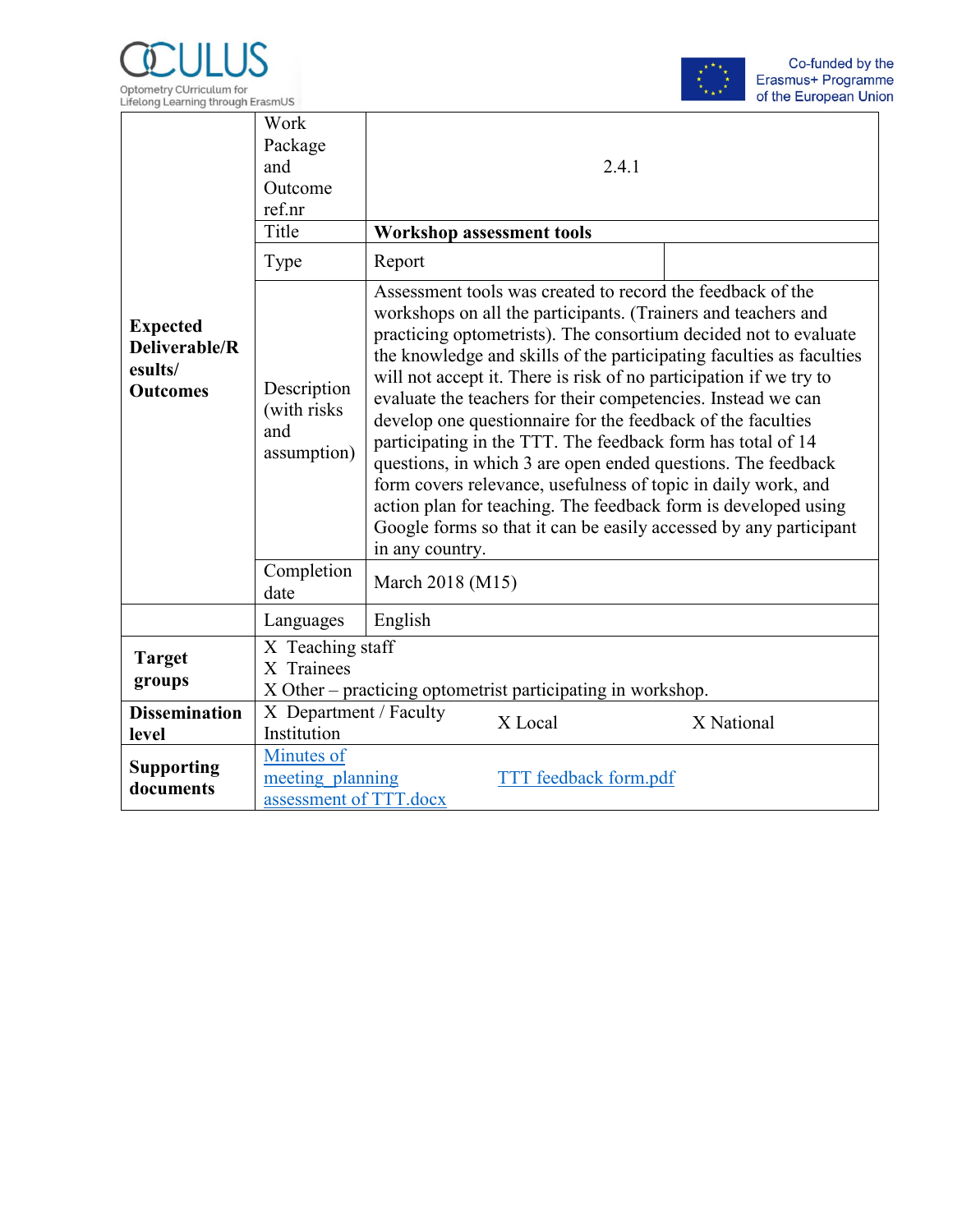OCULUS
Optometry CUrriculum for Lifelong Learning through ErasmUS

Co-funded by the Erasmus+ Programme of the European Union

| | | | |
|---|---|---|---|
| **Expected Deliverable/Results/ Outcomes** | Work Package and Outcome ref.nr | 2.4.1 | |
| | Title | **Workshop assessment tools** | |
| | Type | Report | |
| | Description (with risks and assumption) | Assessment tools was created to record the feedback of the workshops on all the participants. (Trainers and teachers and practicing optometrists). The consortium decided not to evaluate the knowledge and skills of the participating faculties as faculties will not accept it. There is risk of no participation if we try to evaluate the teachers for their competencies. Instead we can develop one questionnaire for the feedback of the faculties participating in the TTT. The feedback form has total of 14 questions, in which 3 are open ended questions. The feedback form covers relevance, usefulness of topic in daily work, and action plan for teaching. The feedback form is developed using Google forms so that it can be easily accessed by any participant in any country. | |
| | Completion date | March 2018 (M15) | |
| | Languages | English | |
| **Target groups** | X Teaching staff<br>X Trainees<br>X Other – practicing optometrist participating in workshop. | | |
| **Dissemination level** | X Department / Faculty Institution | X Local | X National |
| **Supporting documents** | Minutes of meeting_planning assessment of TTT.docx | TTT feedback form.pdf | |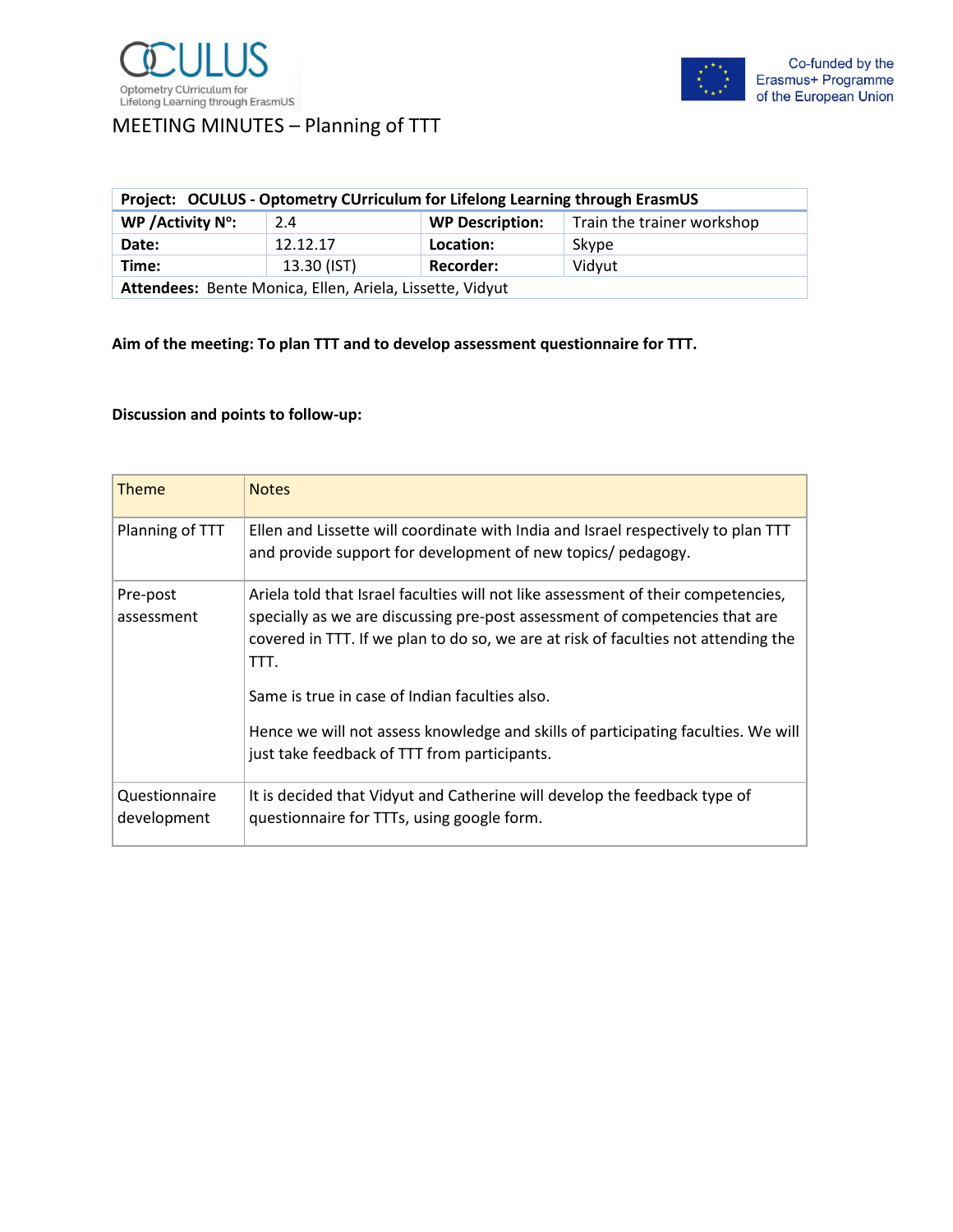# MEETING MINUTES – Planning of TTT

| **Project:** **OCULUS - Optometry CUrriculum for Lifelong Learning through ErasmUS** | | | |
|---|---|---|---|
| **WP /Activity Nº:** | 2.4 | **WP Description:** | Train the trainer workshop |
| **Date:** | 12.12.17 | **Location:** | Skype |
| **Time:** | 13.30 (IST) | **Recorder:** | Vidyut |
| **Attendees:** Bente Monica, Ellen, Ariela, Lissette, Vidyut | | | |

**Aim of the meeting: To plan TTT and to develop assessment questionnaire for TTT.**

**Discussion and points to follow-up:**

| Theme | Notes |
|---|---|
| Planning of TTT | Ellen and Lissette will coordinate with India and Israel respectively to plan TTT and provide support for development of new topics/ pedagogy. |
| Pre-post assessment | Ariela told that Israel faculties will not like assessment of their competencies, specially as we are discussing pre-post assessment of competencies that are covered in TTT. If we plan to do so, we are at risk of faculties not attending the TTT.<br><br>Same is true in case of Indian faculties also.<br><br>Hence we will not assess knowledge and skills of participating faculties. We will just take feedback of TTT from participants. |
| Questionnaire development | It is decided that Vidyut and Catherine will develop the feedback type of questionnaire for TTTs, using google form. |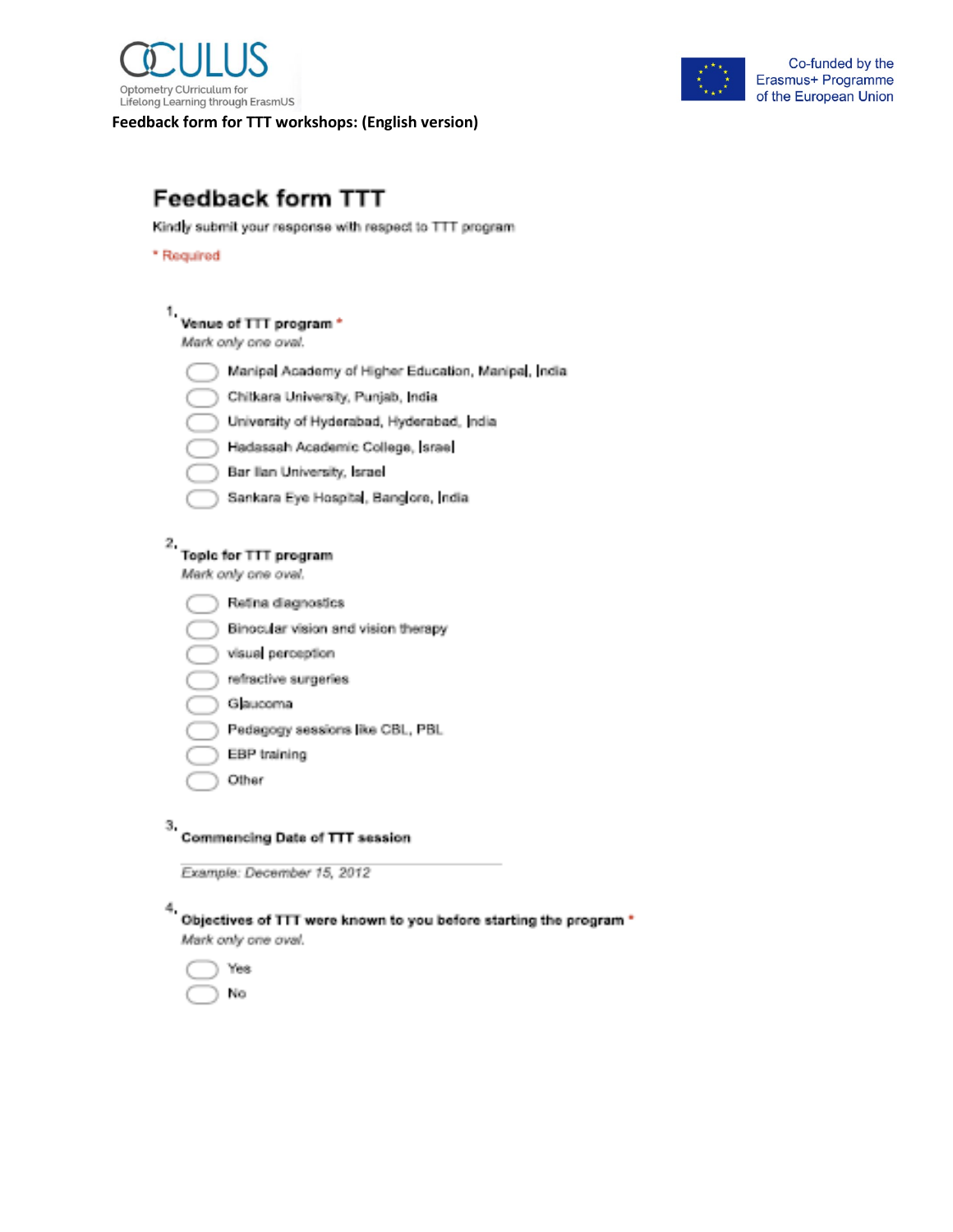**Feedback form for TTT workshops: (English version)**

# Feedback form TTT

Kindly submit your response with respect to TTT program

* Required

1. **Venue of TTT program** *

   *Mark only one oval.*

   - Manipal Academy of Higher Education, Manipal, India
   - Chitkara University, Punjab, India
   - University of Hyderabad, Hyderabad, India
   - Hadassah Academic College, Israel
   - Bar Ilan University, Israel
   - Sankara Eye Hospital, Banglore, India

2. **Topic for TTT program**

   *Mark only one oval.*

   - Retina diagnostics
   - Binocular vision and vision therapy
   - visual perception
   - refractive surgeries
   - Glaucoma
   - Pedagogy sessions like CBL, PBL
   - EBP training
   - Other

3. **Commencing Date of TTT session**

   *Example: December 15, 2012*

4. **Objectives of TTT were known to you before starting the program** *

   *Mark only one oval.*

   - Yes
   - No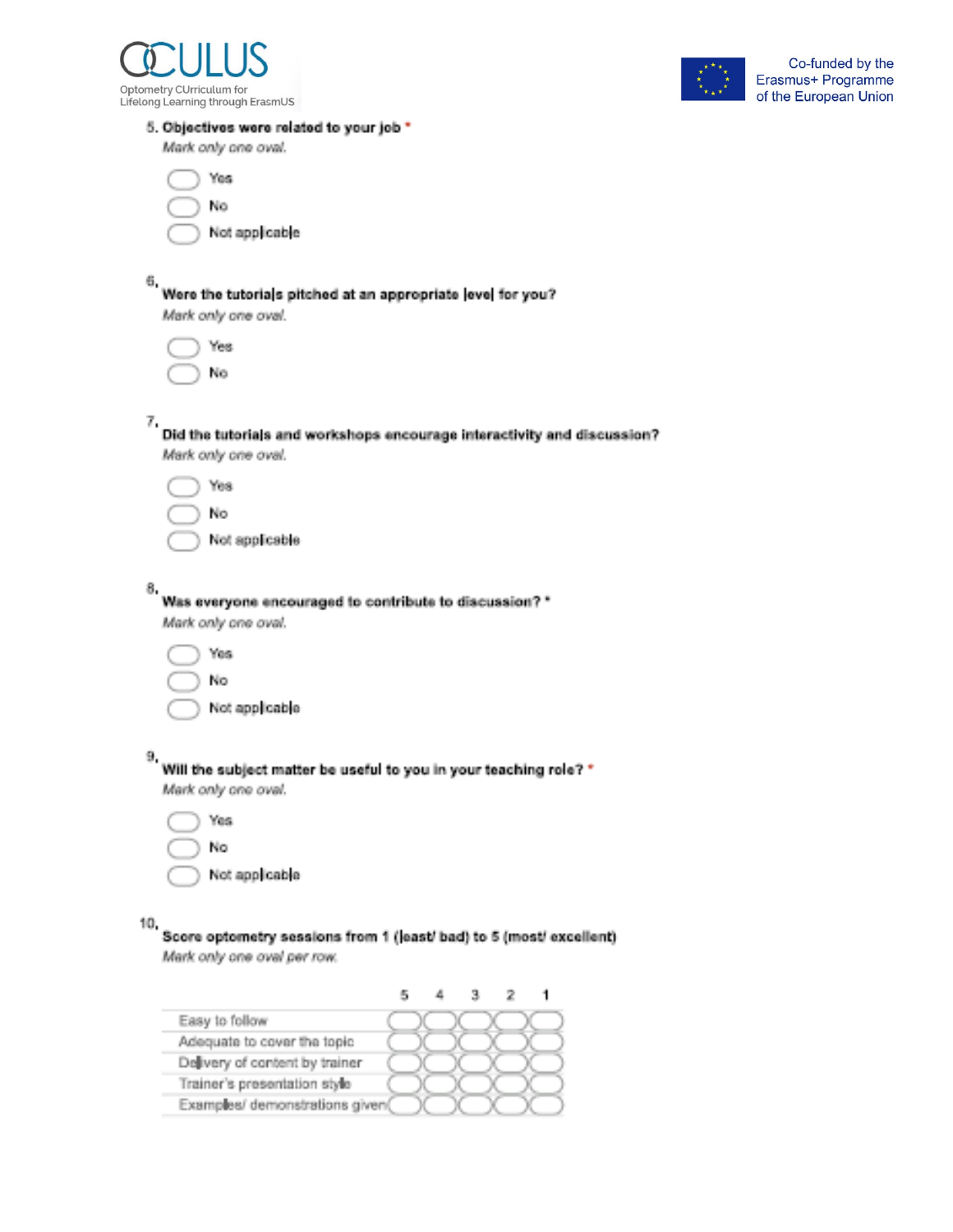5. **Objectives were related to your job** *

*Mark only one oval.*

- ◯ Yes
- ◯ No
- ◯ Not applicable

6. **Were the tutorials pitched at an appropriate level for you?**

*Mark only one oval.*

- ◯ Yes
- ◯ No

7. **Did the tutorials and workshops encourage interactivity and discussion?**

*Mark only one oval.*

- ◯ Yes
- ◯ No
- ◯ Not applicable

8. **Was everyone encouraged to contribute to discussion?** *

*Mark only one oval.*

- ◯ Yes
- ◯ No
- ◯ Not applicable

9. **Will the subject matter be useful to you in your teaching role?** *

*Mark only one oval.*

- ◯ Yes
- ◯ No
- ◯ Not applicable

10. **Score optometry sessions from 1 (least/ bad) to 5 (most/ excellent)**

*Mark only one oval per row.*

| | 5 | 4 | 3 | 2 | 1 |
|---|---|---|---|---|---|
| Easy to follow | ◯ | ◯ | ◯ | ◯ | ◯ |
| Adequate to cover the topic | ◯ | ◯ | ◯ | ◯ | ◯ |
| Delivery of content by trainer | ◯ | ◯ | ◯ | ◯ | ◯ |
| Trainer's presentation style | ◯ | ◯ | ◯ | ◯ | ◯ |
| Examples/ demonstrations given | ◯ | ◯ | ◯ | ◯ | ◯ |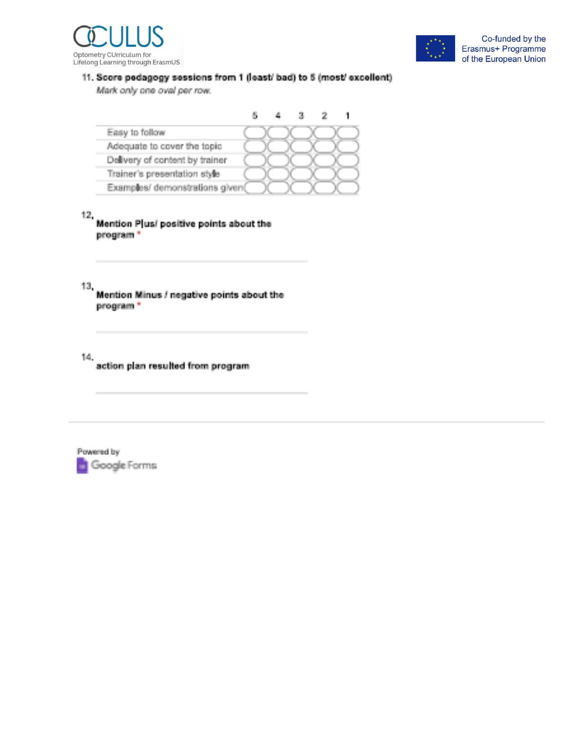11. **Score pedagogy sessions from 1 (least/ bad) to 5 (most/ excellent)**

*Mark only one oval per row.*

| | 5 | 4 | 3 | 2 | 1 |
|---|---|---|---|---|---|
| Easy to follow | ◯ | ◯ | ◯ | ◯ | ◯ |
| Adequate to cover the topic | ◯ | ◯ | ◯ | ◯ | ◯ |
| Delivery of content by trainer | ◯ | ◯ | ◯ | ◯ | ◯ |
| Trainer's presentation style | ◯ | ◯ | ◯ | ◯ | ◯ |
| Examples/ demonstrations given | ◯ | ◯ | ◯ | ◯ | ◯ |

12. **Mention Plus/ positive points about the program** *

_______________________________________________

13. **Mention Minus / negative points about the program** *

_______________________________________________

14. **action plan resulted from program**

_______________________________________________

Powered by Google Forms